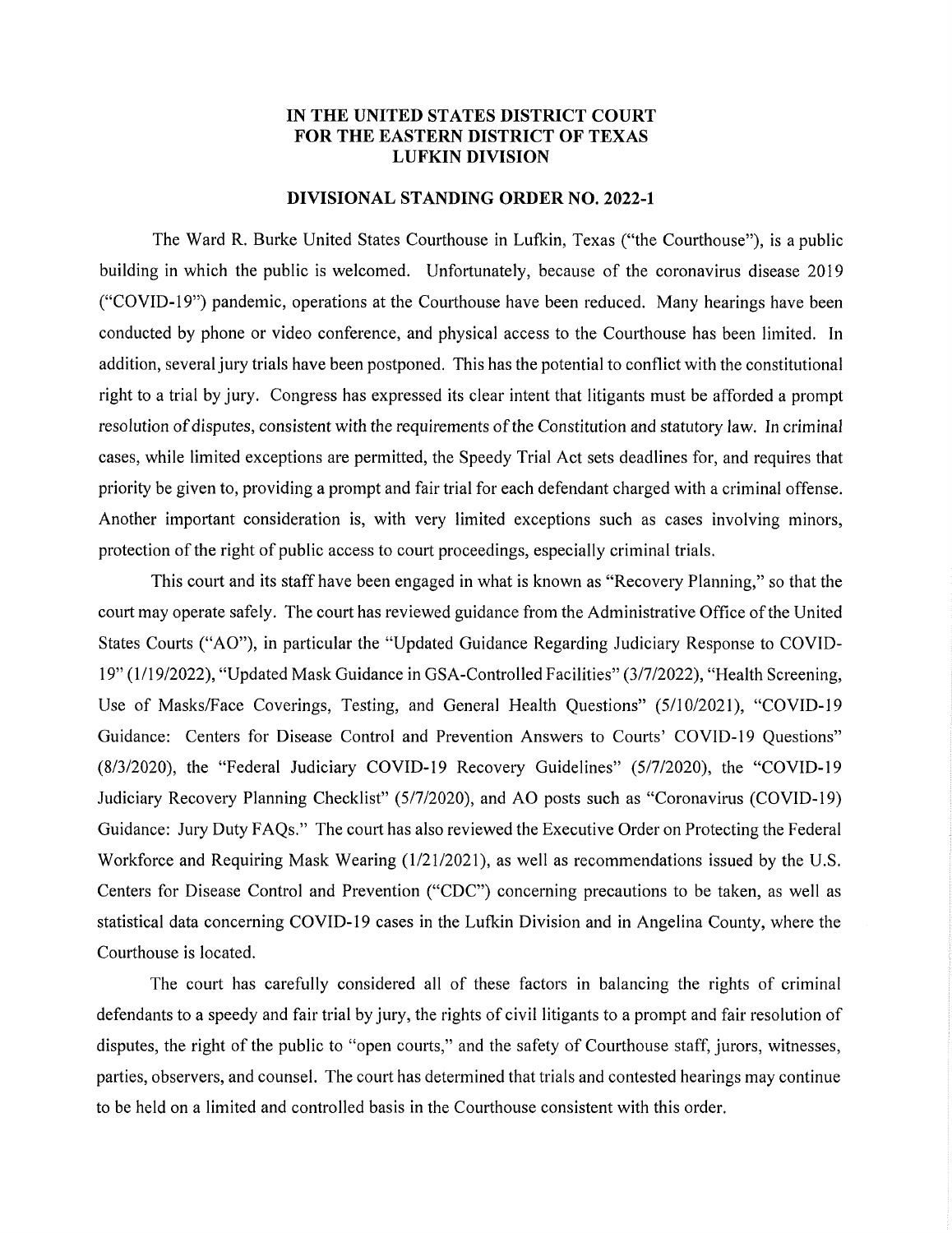**IN THE UNITED STATES DISTRICT COURT**
**FOR THE EASTERN DISTRICT OF TEXAS**
**LUFKIN DIVISION**

**DIVISIONAL STANDING ORDER NO. 2022-1**

The Ward R. Burke United States Courthouse in Lufkin, Texas ("the Courthouse"), is a public building in which the public is welcomed. Unfortunately, because of the coronavirus disease 2019 ("COVID-19") pandemic, operations at the Courthouse have been reduced. Many hearings have been conducted by phone or video conference, and physical access to the Courthouse has been limited. In addition, several jury trials have been postponed. This has the potential to conflict with the constitutional right to a trial by jury. Congress has expressed its clear intent that litigants must be afforded a prompt resolution of disputes, consistent with the requirements of the Constitution and statutory law. In criminal cases, while limited exceptions are permitted, the Speedy Trial Act sets deadlines for, and requires that priority be given to, providing a prompt and fair trial for each defendant charged with a criminal offense. Another important consideration is, with very limited exceptions such as cases involving minors, protection of the right of public access to court proceedings, especially criminal trials.

This court and its staff have been engaged in what is known as "Recovery Planning," so that the court may operate safely. The court has reviewed guidance from the Administrative Office of the United States Courts ("AO"), in particular the "Updated Guidance Regarding Judiciary Response to COVID-19" (1/19/2022), "Updated Mask Guidance in GSA-Controlled Facilities" (3/7/2022), "Health Screening, Use of Masks/Face Coverings, Testing, and General Health Questions" (5/10/2021), "COVID-19 Guidance: Centers for Disease Control and Prevention Answers to Courts' COVID-19 Questions" (8/3/2020), the "Federal Judiciary COVID-19 Recovery Guidelines" (5/7/2020), the "COVID-19 Judiciary Recovery Planning Checklist" (5/7/2020), and AO posts such as "Coronavirus (COVID-19) Guidance: Jury Duty FAQs." The court has also reviewed the Executive Order on Protecting the Federal Workforce and Requiring Mask Wearing (1/21/2021), as well as recommendations issued by the U.S. Centers for Disease Control and Prevention ("CDC") concerning precautions to be taken, as well as statistical data concerning COVID-19 cases in the Lufkin Division and in Angelina County, where the Courthouse is located.

The court has carefully considered all of these factors in balancing the rights of criminal defendants to a speedy and fair trial by jury, the rights of civil litigants to a prompt and fair resolution of disputes, the right of the public to "open courts," and the safety of Courthouse staff, jurors, witnesses, parties, observers, and counsel. The court has determined that trials and contested hearings may continue to be held on a limited and controlled basis in the Courthouse consistent with this order.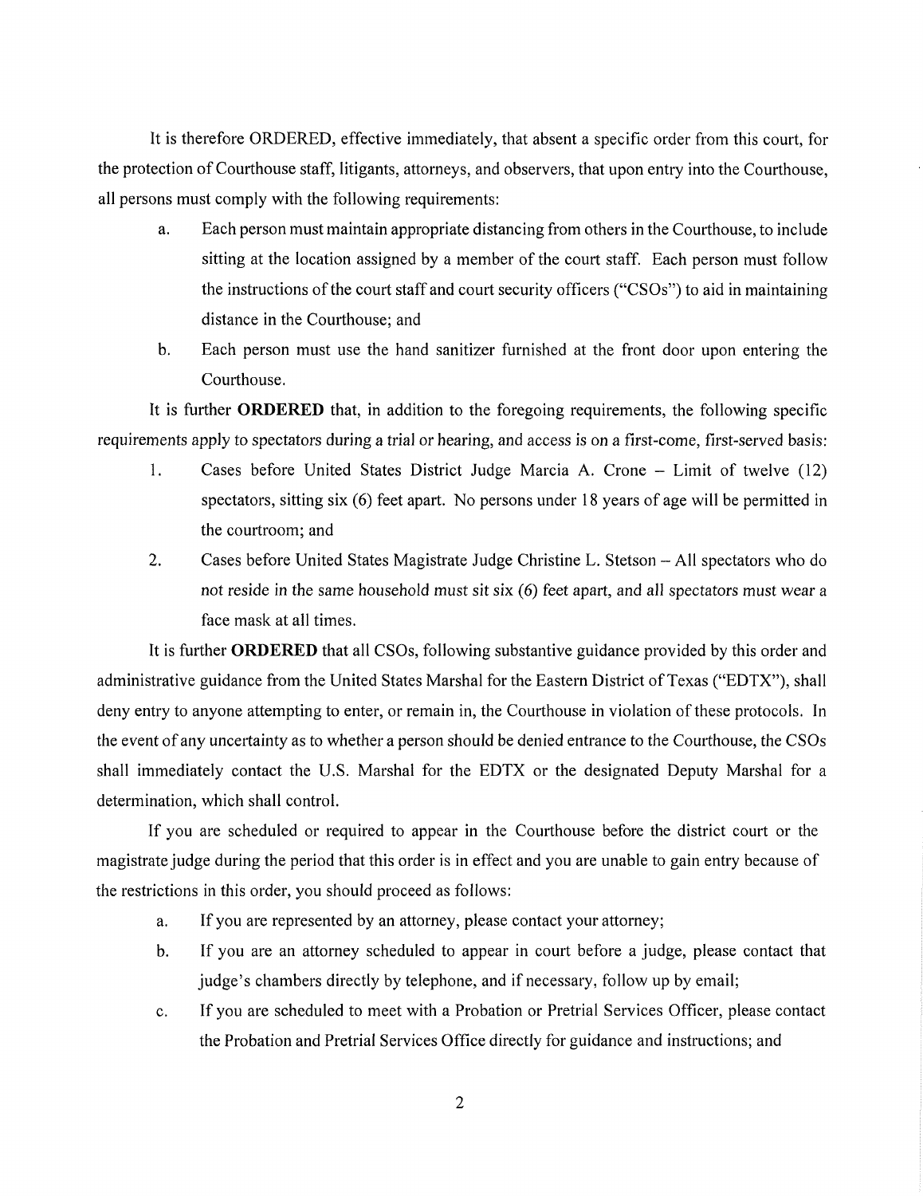It is therefore ORDERED, effective immediately, that absent a specific order from this court, for the protection of Courthouse staff, litigants, attorneys, and observers, that upon entry into the Courthouse, all persons must comply with the following requirements:

a. Each person must maintain appropriate distancing from others in the Courthouse, to include sitting at the location assigned by a member of the court staff. Each person must follow the instructions of the court staff and court security officers ("CSOs") to aid in maintaining distance in the Courthouse; and

b. Each person must use the hand sanitizer furnished at the front door upon entering the Courthouse.

It is further **ORDERED** that, in addition to the foregoing requirements, the following specific requirements apply to spectators during a trial or hearing, and access is on a first-come, first-served basis:

1. Cases before United States District Judge Marcia A. Crone – Limit of twelve (12) spectators, sitting six (6) feet apart. No persons under 18 years of age will be permitted in the courtroom; and

2. Cases before United States Magistrate Judge Christine L. Stetson – All spectators who do not reside in the same household must sit six (6) feet apart, and all spectators must wear a face mask at all times.

It is further **ORDERED** that all CSOs, following substantive guidance provided by this order and administrative guidance from the United States Marshal for the Eastern District of Texas ("EDTX"), shall deny entry to anyone attempting to enter, or remain in, the Courthouse in violation of these protocols. In the event of any uncertainty as to whether a person should be denied entrance to the Courthouse, the CSOs shall immediately contact the U.S. Marshal for the EDTX or the designated Deputy Marshal for a determination, which shall control.

If you are scheduled or required to appear in the Courthouse before the district court or the magistrate judge during the period that this order is in effect and you are unable to gain entry because of the restrictions in this order, you should proceed as follows:

a. If you are represented by an attorney, please contact your attorney;

b. If you are an attorney scheduled to appear in court before a judge, please contact that judge's chambers directly by telephone, and if necessary, follow up by email;

c. If you are scheduled to meet with a Probation or Pretrial Services Officer, please contact the Probation and Pretrial Services Office directly for guidance and instructions; and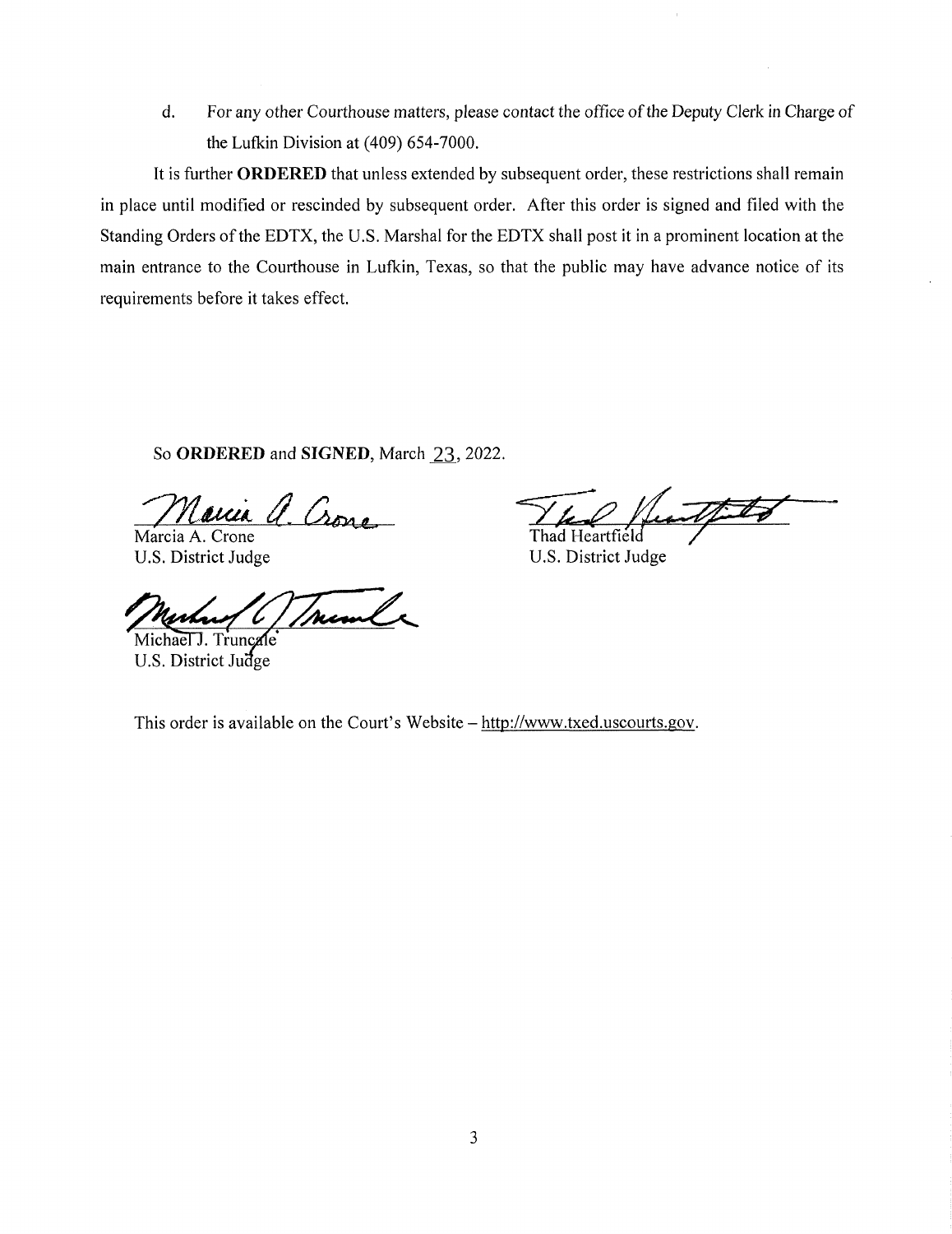d. For any other Courthouse matters, please contact the office of the Deputy Clerk in Charge of the Lufkin Division at (409) 654-7000.

It is further **ORDERED** that unless extended by subsequent order, these restrictions shall remain in place until modified or rescinded by subsequent order. After this order is signed and filed with the Standing Orders of the EDTX, the U.S. Marshal for the EDTX shall post it in a prominent location at the main entrance to the Courthouse in Lufkin, Texas, so that the public may have advance notice of its requirements before it takes effect.

So **ORDERED** and **SIGNED**, March 23, 2022.

Marcia A. Crone
U.S. District Judge

Thad Heartfield
U.S. District Judge

Michael J. Truncale
U.S. District Judge

This order is available on the Court's Website – http://www.txed.uscourts.gov.